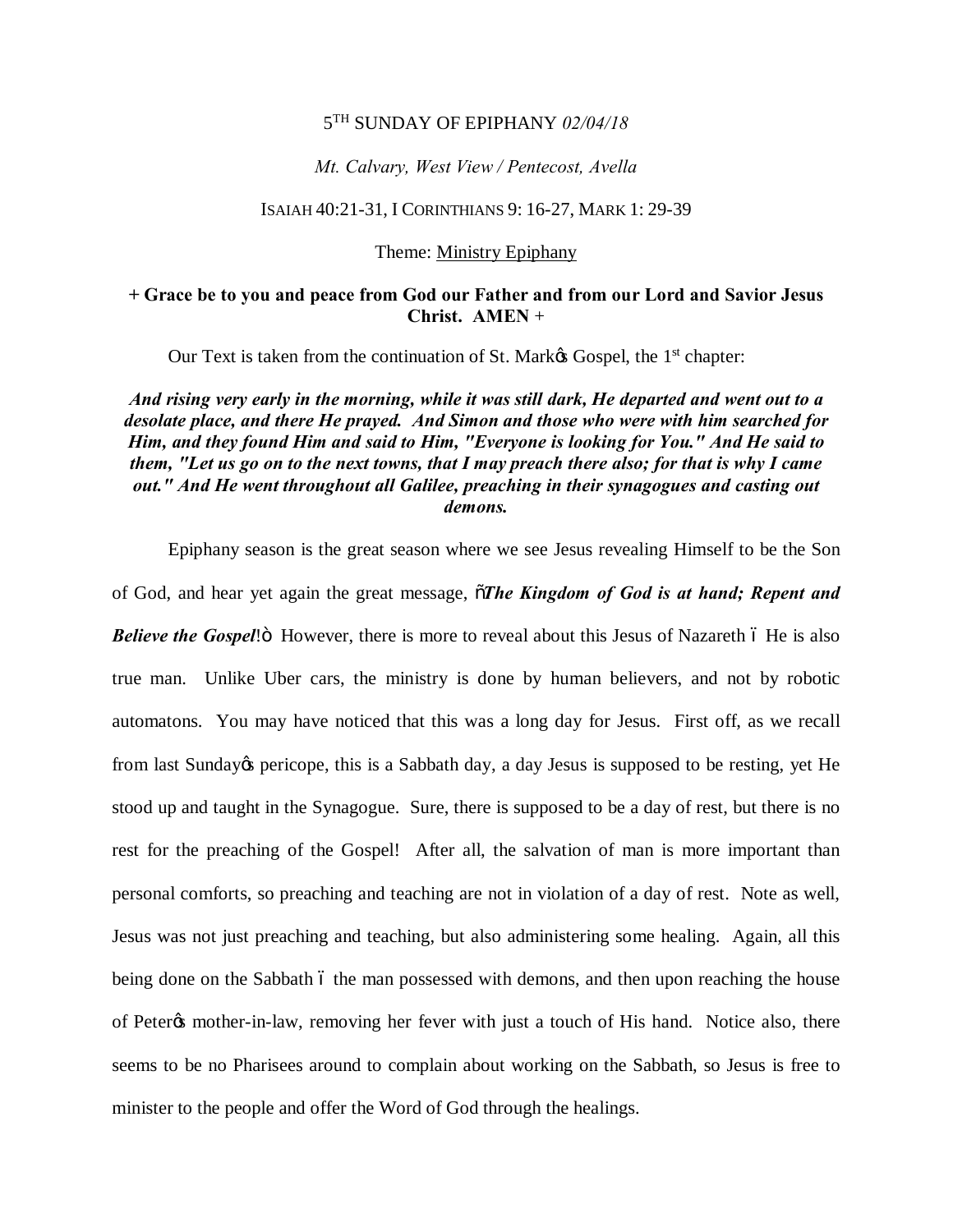5TH SUNDAY OF EPIPHANY *02/04/18*

*Mt. Calvary, West View / Pentecost, Avella*

ISAIAH 40:21-31, I CORINTHIANS 9: 16-27, MARK 1: 29-39

Theme: Ministry Epiphany

**+ Grace be to you and peace from God our Father and from our Lord and Savior Jesus Christ. AMEN +**

Our Text is taken from the continuation of St. Mark's Gospel, the 1st chapter:

***And rising very early in the morning, while it was still dark, He departed and went out to a desolate place, and there He prayed. And Simon and those who were with him searched for Him, and they found Him and said to Him, "Everyone is looking for You." And He said to them, "Let us go on to the next towns, that I may preach there also; for that is why I came out." And He went throughout all Galilee, preaching in their synagogues and casting out demons.***

Epiphany season is the great season where we see Jesus revealing Himself to be the Son of God, and hear yet again the great message, "***The Kingdom of God is at hand; Repent and Believe the Gospel!***" However, there is more to reveal about this Jesus of Nazareth – He is also true man. Unlike Uber cars, the ministry is done by human believers, and not by robotic automatons. You may have noticed that this was a long day for Jesus. First off, as we recall from last Sunday's pericope, this is a Sabbath day, a day Jesus is supposed to be resting, yet He stood up and taught in the Synagogue. Sure, there is supposed to be a day of rest, but there is no rest for the preaching of the Gospel! After all, the salvation of man is more important than personal comforts, so preaching and teaching are not in violation of a day of rest. Note as well, Jesus was not just preaching and teaching, but also administering some healing. Again, all this being done on the Sabbath – the man possessed with demons, and then upon reaching the house of Peter's mother-in-law, removing her fever with just a touch of His hand. Notice also, there seems to be no Pharisees around to complain about working on the Sabbath, so Jesus is free to minister to the people and offer the Word of God through the healings.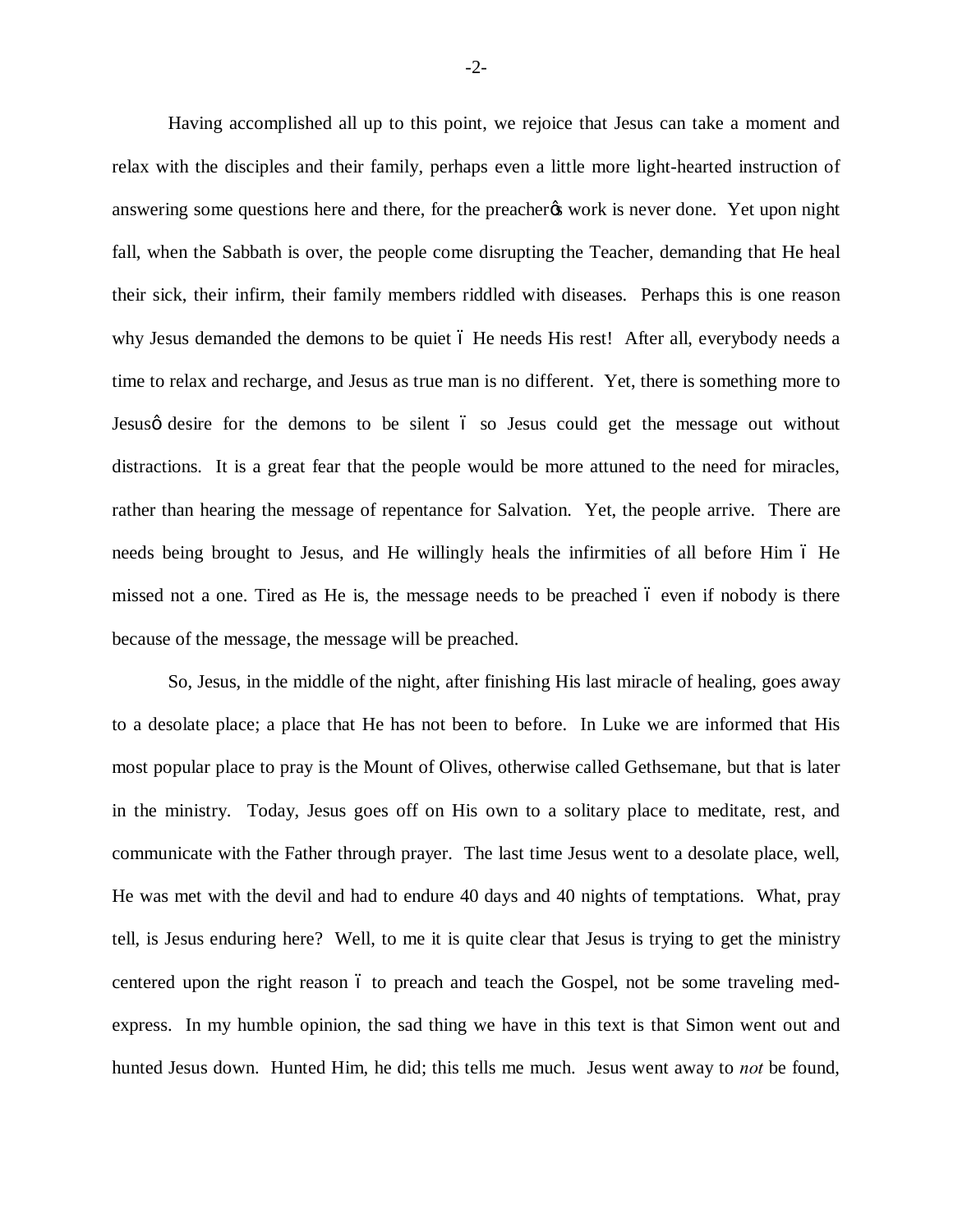Having accomplished all up to this point, we rejoice that Jesus can take a moment and relax with the disciples and their family, perhaps even a little more light-hearted instruction of answering some questions here and there, for the preacher's work is never done. Yet upon night fall, when the Sabbath is over, the people come disrupting the Teacher, demanding that He heal their sick, their infirm, their family members riddled with diseases. Perhaps this is one reason why Jesus demanded the demons to be quiet – He needs His rest! After all, everybody needs a time to relax and recharge, and Jesus as true man is no different. Yet, there is something more to Jesus' desire for the demons to be silent – so Jesus could get the message out without distractions. It is a great fear that the people would be more attuned to the need for miracles, rather than hearing the message of repentance for Salvation. Yet, the people arrive. There are needs being brought to Jesus, and He willingly heals the infirmities of all before Him – He missed not a one. Tired as He is, the message needs to be preached – even if nobody is there because of the message, the message will be preached.

So, Jesus, in the middle of the night, after finishing His last miracle of healing, goes away to a desolate place; a place that He has not been to before. In Luke we are informed that His most popular place to pray is the Mount of Olives, otherwise called Gethsemane, but that is later in the ministry. Today, Jesus goes off on His own to a solitary place to meditate, rest, and communicate with the Father through prayer. The last time Jesus went to a desolate place, well, He was met with the devil and had to endure 40 days and 40 nights of temptations. What, pray tell, is Jesus enduring here? Well, to me it is quite clear that Jesus is trying to get the ministry centered upon the right reason – to preach and teach the Gospel, not be some traveling med-express. In my humble opinion, the sad thing we have in this text is that Simon went out and hunted Jesus down. Hunted Him, he did; this tells me much. Jesus went away to *not* be found,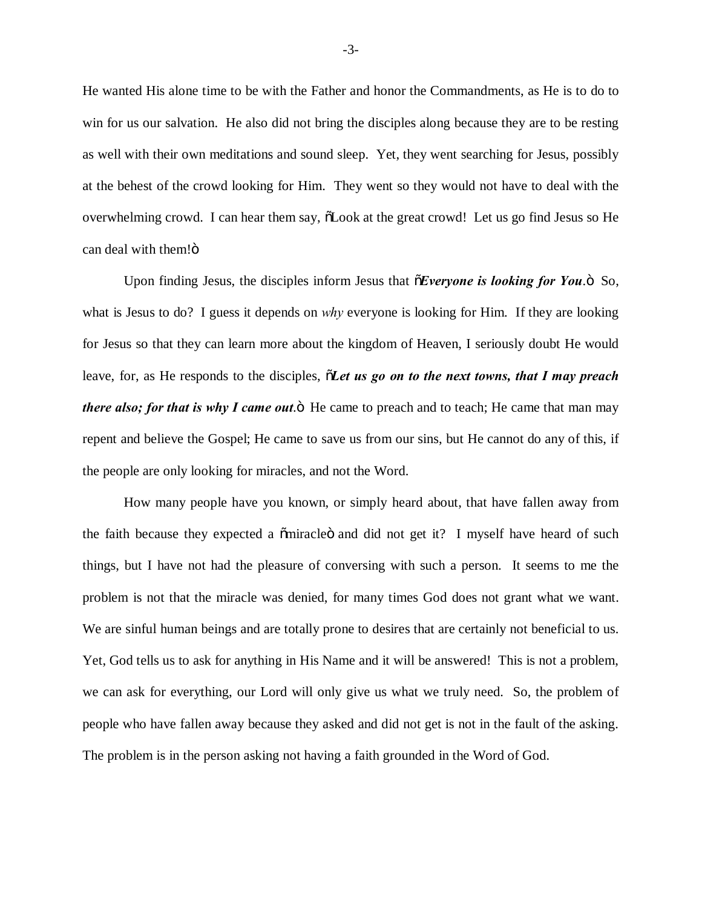He wanted His alone time to be with the Father and honor the Commandments, as He is to do to win for us our salvation. He also did not bring the disciples along because they are to be resting as well with their own meditations and sound sleep. Yet, they went searching for Jesus, possibly at the behest of the crowd looking for Him. They went so they would not have to deal with the overwhelming crowd. I can hear them say, "Look at the great crowd! Let us go find Jesus so He can deal with them!"

Upon finding Jesus, the disciples inform Jesus that "***Everyone is looking for You***." So, what is Jesus to do? I guess it depends on *why* everyone is looking for Him. If they are looking for Jesus so that they can learn more about the kingdom of Heaven, I seriously doubt He would leave, for, as He responds to the disciples, "***Let us go on to the next towns, that I may preach there also; for that is why I came out***." He came to preach and to teach; He came that man may repent and believe the Gospel; He came to save us from our sins, but He cannot do any of this, if the people are only looking for miracles, and not the Word.

How many people have you known, or simply heard about, that have fallen away from the faith because they expected a "miracle" and did not get it? I myself have heard of such things, but I have not had the pleasure of conversing with such a person. It seems to me the problem is not that the miracle was denied, for many times God does not grant what we want. We are sinful human beings and are totally prone to desires that are certainly not beneficial to us. Yet, God tells us to ask for anything in His Name and it will be answered! This is not a problem, we can ask for everything, our Lord will only give us what we truly need. So, the problem of people who have fallen away because they asked and did not get is not in the fault of the asking. The problem is in the person asking not having a faith grounded in the Word of God.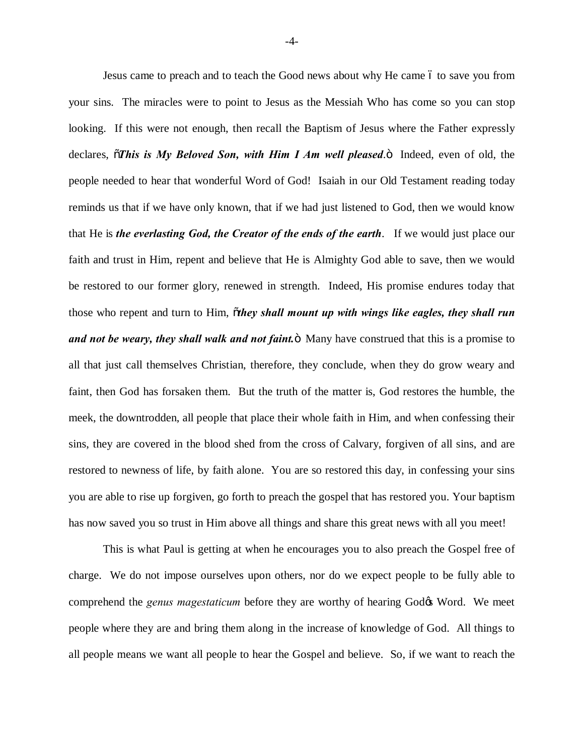Jesus came to preach and to teach the Good news about why He came – to save you from your sins. The miracles were to point to Jesus as the Messiah Who has come so you can stop looking. If this were not enough, then recall the Baptism of Jesus where the Father expressly declares, "***This is My Beloved Son, with Him I Am well pleased***." Indeed, even of old, the people needed to hear that wonderful Word of God! Isaiah in our Old Testament reading today reminds us that if we have only known, that if we had just listened to God, then we would know that He is ***the everlasting God, the Creator of the ends of the earth***. If we would just place our faith and trust in Him, repent and believe that He is Almighty God able to save, then we would be restored to our former glory, renewed in strength. Indeed, His promise endures today that those who repent and turn to Him, "***they shall mount up with wings like eagles, they shall run and not be weary, they shall walk and not faint.***" Many have construed that this is a promise to all that just call themselves Christian, therefore, they conclude, when they do grow weary and faint, then God has forsaken them. But the truth of the matter is, God restores the humble, the meek, the downtrodden, all people that place their whole faith in Him, and when confessing their sins, they are covered in the blood shed from the cross of Calvary, forgiven of all sins, and are restored to newness of life, by faith alone. You are so restored this day, in confessing your sins you are able to rise up forgiven, go forth to preach the gospel that has restored you. Your baptism has now saved you so trust in Him above all things and share this great news with all you meet!

This is what Paul is getting at when he encourages you to also preach the Gospel free of charge. We do not impose ourselves upon others, nor do we expect people to be fully able to comprehend the *genus magestaticum* before they are worthy of hearing God's Word. We meet people where they are and bring them along in the increase of knowledge of God. All things to all people means we want all people to hear the Gospel and believe. So, if we want to reach the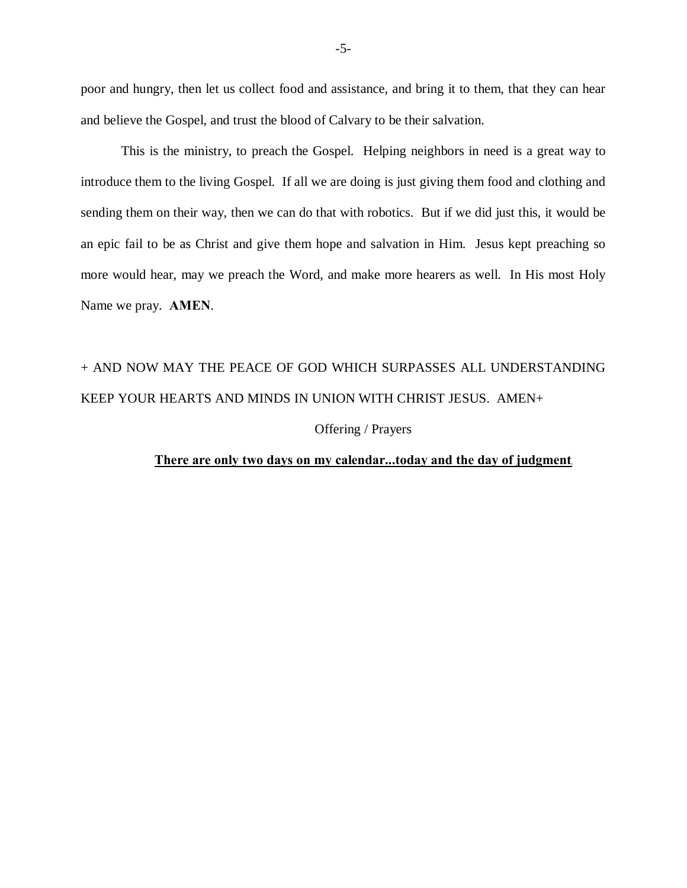poor and hungry, then let us collect food and assistance, and bring it to them, that they can hear and believe the Gospel, and trust the blood of Calvary to be their salvation.

This is the ministry, to preach the Gospel. Helping neighbors in need is a great way to introduce them to the living Gospel. If all we are doing is just giving them food and clothing and sending them on their way, then we can do that with robotics. But if we did just this, it would be an epic fail to be as Christ and give them hope and salvation in Him. Jesus kept preaching so more would hear, may we preach the Word, and make more hearers as well. In His most Holy Name we pray. **AMEN**.

+ AND NOW MAY THE PEACE OF GOD WHICH SURPASSES ALL UNDERSTANDING KEEP YOUR HEARTS AND MINDS IN UNION WITH CHRIST JESUS. AMEN+

Offering / Prayers

**There are only two days on my calendar...today and the day of judgment**.